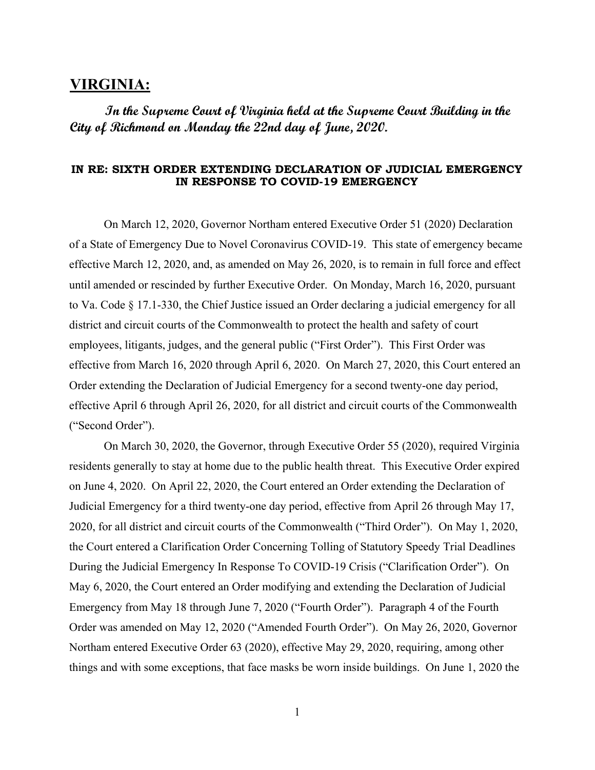# **VIRGINIA:**

***In the Supreme Court of Virginia held at the Supreme Court Building in the City of Richmond on Monday the 22nd day of June, 2020.***

**IN RE: SIXTH ORDER EXTENDING DECLARATION OF JUDICIAL EMERGENCY IN RESPONSE TO COVID-19 EMERGENCY**

On March 12, 2020, Governor Northam entered Executive Order 51 (2020) Declaration of a State of Emergency Due to Novel Coronavirus COVID-19. This state of emergency became effective March 12, 2020, and, as amended on May 26, 2020, is to remain in full force and effect until amended or rescinded by further Executive Order. On Monday, March 16, 2020, pursuant to Va. Code § 17.1-330, the Chief Justice issued an Order declaring a judicial emergency for all district and circuit courts of the Commonwealth to protect the health and safety of court employees, litigants, judges, and the general public ("First Order"). This First Order was effective from March 16, 2020 through April 6, 2020. On March 27, 2020, this Court entered an Order extending the Declaration of Judicial Emergency for a second twenty-one day period, effective April 6 through April 26, 2020, for all district and circuit courts of the Commonwealth ("Second Order").

On March 30, 2020, the Governor, through Executive Order 55 (2020), required Virginia residents generally to stay at home due to the public health threat. This Executive Order expired on June 4, 2020. On April 22, 2020, the Court entered an Order extending the Declaration of Judicial Emergency for a third twenty-one day period, effective from April 26 through May 17, 2020, for all district and circuit courts of the Commonwealth ("Third Order"). On May 1, 2020, the Court entered a Clarification Order Concerning Tolling of Statutory Speedy Trial Deadlines During the Judicial Emergency In Response To COVID-19 Crisis ("Clarification Order"). On May 6, 2020, the Court entered an Order modifying and extending the Declaration of Judicial Emergency from May 18 through June 7, 2020 ("Fourth Order"). Paragraph 4 of the Fourth Order was amended on May 12, 2020 ("Amended Fourth Order"). On May 26, 2020, Governor Northam entered Executive Order 63 (2020), effective May 29, 2020, requiring, among other things and with some exceptions, that face masks be worn inside buildings. On June 1, 2020 the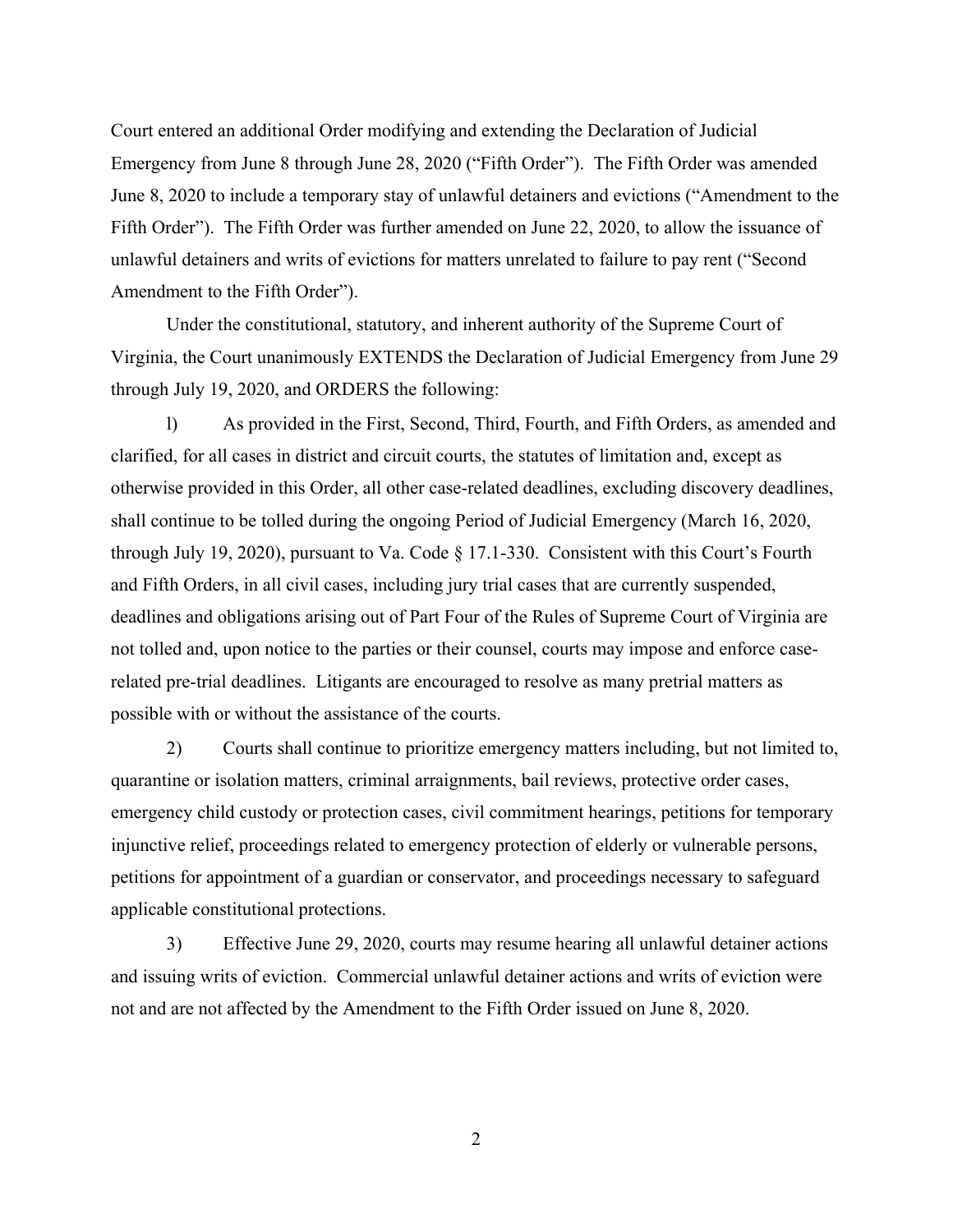Court entered an additional Order modifying and extending the Declaration of Judicial Emergency from June 8 through June 28, 2020 ("Fifth Order"). The Fifth Order was amended June 8, 2020 to include a temporary stay of unlawful detainers and evictions ("Amendment to the Fifth Order"). The Fifth Order was further amended on June 22, 2020, to allow the issuance of unlawful detainers and writs of evictions for matters unrelated to failure to pay rent ("Second Amendment to the Fifth Order").

Under the constitutional, statutory, and inherent authority of the Supreme Court of Virginia, the Court unanimously EXTENDS the Declaration of Judicial Emergency from June 29 through July 19, 2020, and ORDERS the following:

l) As provided in the First, Second, Third, Fourth, and Fifth Orders, as amended and clarified, for all cases in district and circuit courts, the statutes of limitation and, except as otherwise provided in this Order, all other case-related deadlines, excluding discovery deadlines, shall continue to be tolled during the ongoing Period of Judicial Emergency (March 16, 2020, through July 19, 2020), pursuant to Va. Code § 17.1-330. Consistent with this Court's Fourth and Fifth Orders, in all civil cases, including jury trial cases that are currently suspended, deadlines and obligations arising out of Part Four of the Rules of Supreme Court of Virginia are not tolled and, upon notice to the parties or their counsel, courts may impose and enforce case-related pre-trial deadlines. Litigants are encouraged to resolve as many pretrial matters as possible with or without the assistance of the courts.

2) Courts shall continue to prioritize emergency matters including, but not limited to, quarantine or isolation matters, criminal arraignments, bail reviews, protective order cases, emergency child custody or protection cases, civil commitment hearings, petitions for temporary injunctive relief, proceedings related to emergency protection of elderly or vulnerable persons, petitions for appointment of a guardian or conservator, and proceedings necessary to safeguard applicable constitutional protections.

3) Effective June 29, 2020, courts may resume hearing all unlawful detainer actions and issuing writs of eviction. Commercial unlawful detainer actions and writs of eviction were not and are not affected by the Amendment to the Fifth Order issued on June 8, 2020.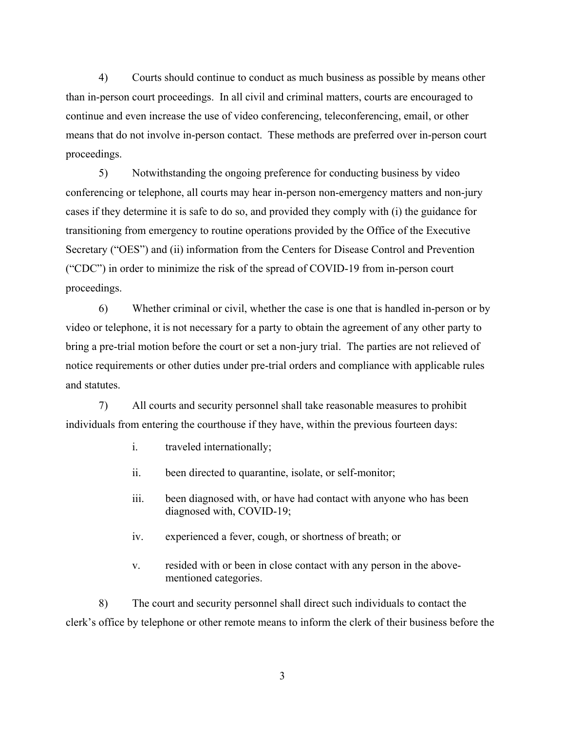4) Courts should continue to conduct as much business as possible by means other than in-person court proceedings. In all civil and criminal matters, courts are encouraged to continue and even increase the use of video conferencing, teleconferencing, email, or other means that do not involve in-person contact. These methods are preferred over in-person court proceedings.

5) Notwithstanding the ongoing preference for conducting business by video conferencing or telephone, all courts may hear in-person non-emergency matters and non-jury cases if they determine it is safe to do so, and provided they comply with (i) the guidance for transitioning from emergency to routine operations provided by the Office of the Executive Secretary ("OES") and (ii) information from the Centers for Disease Control and Prevention ("CDC") in order to minimize the risk of the spread of COVID-19 from in-person court proceedings.

6) Whether criminal or civil, whether the case is one that is handled in-person or by video or telephone, it is not necessary for a party to obtain the agreement of any other party to bring a pre-trial motion before the court or set a non-jury trial. The parties are not relieved of notice requirements or other duties under pre-trial orders and compliance with applicable rules and statutes.

7) All courts and security personnel shall take reasonable measures to prohibit individuals from entering the courthouse if they have, within the previous fourteen days:

- i. traveled internationally;
- ii. been directed to quarantine, isolate, or self-monitor;
- iii. been diagnosed with, or have had contact with anyone who has been diagnosed with, COVID-19;
- iv. experienced a fever, cough, or shortness of breath; or
- v. resided with or been in close contact with any person in the above-mentioned categories.

8) The court and security personnel shall direct such individuals to contact the clerk's office by telephone or other remote means to inform the clerk of their business before the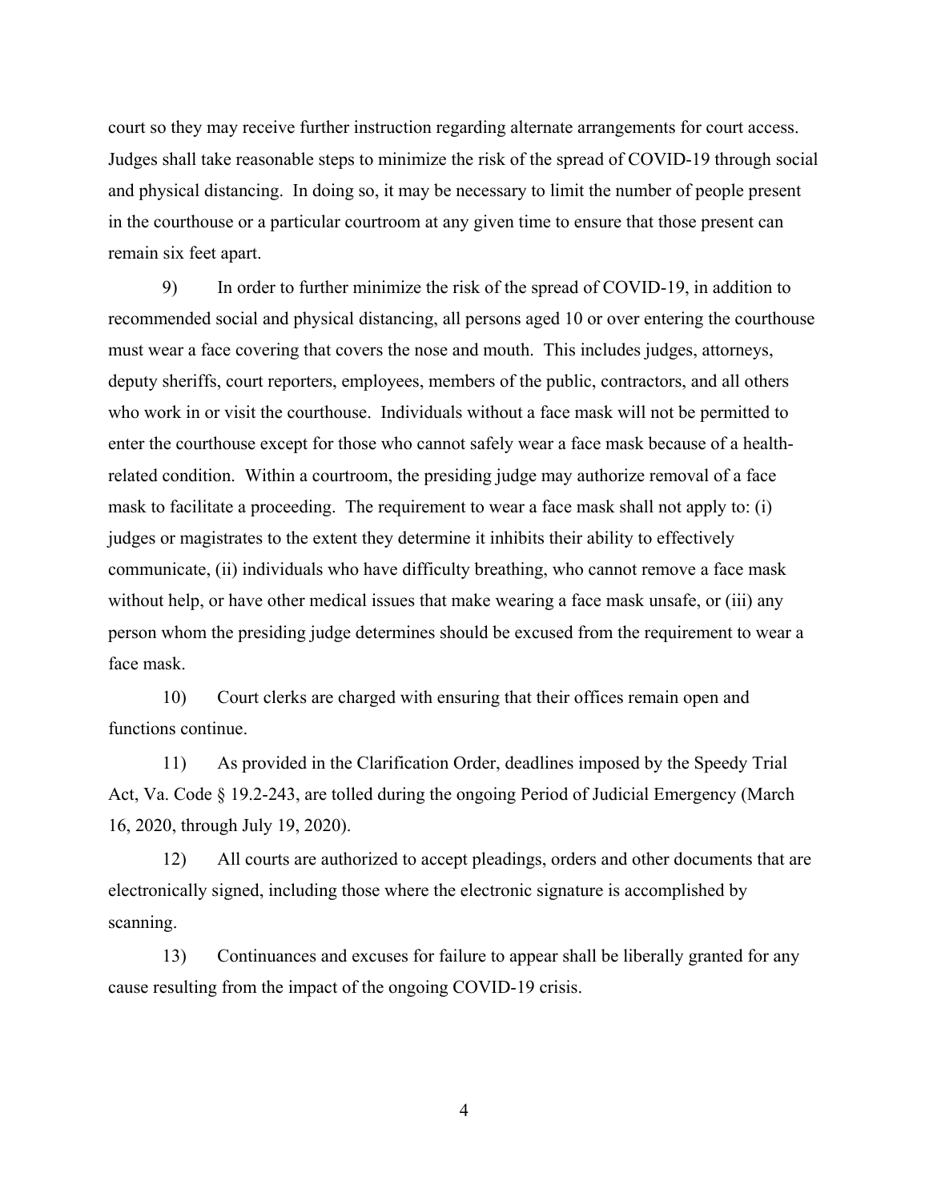court so they may receive further instruction regarding alternate arrangements for court access. Judges shall take reasonable steps to minimize the risk of the spread of COVID-19 through social and physical distancing. In doing so, it may be necessary to limit the number of people present in the courthouse or a particular courtroom at any given time to ensure that those present can remain six feet apart.

9) In order to further minimize the risk of the spread of COVID-19, in addition to recommended social and physical distancing, all persons aged 10 or over entering the courthouse must wear a face covering that covers the nose and mouth. This includes judges, attorneys, deputy sheriffs, court reporters, employees, members of the public, contractors, and all others who work in or visit the courthouse. Individuals without a face mask will not be permitted to enter the courthouse except for those who cannot safely wear a face mask because of a health-related condition. Within a courtroom, the presiding judge may authorize removal of a face mask to facilitate a proceeding. The requirement to wear a face mask shall not apply to: (i) judges or magistrates to the extent they determine it inhibits their ability to effectively communicate, (ii) individuals who have difficulty breathing, who cannot remove a face mask without help, or have other medical issues that make wearing a face mask unsafe, or (iii) any person whom the presiding judge determines should be excused from the requirement to wear a face mask.

10) Court clerks are charged with ensuring that their offices remain open and functions continue.

11) As provided in the Clarification Order, deadlines imposed by the Speedy Trial Act, Va. Code § 19.2-243, are tolled during the ongoing Period of Judicial Emergency (March 16, 2020, through July 19, 2020).

12) All courts are authorized to accept pleadings, orders and other documents that are electronically signed, including those where the electronic signature is accomplished by scanning.

13) Continuances and excuses for failure to appear shall be liberally granted for any cause resulting from the impact of the ongoing COVID-19 crisis.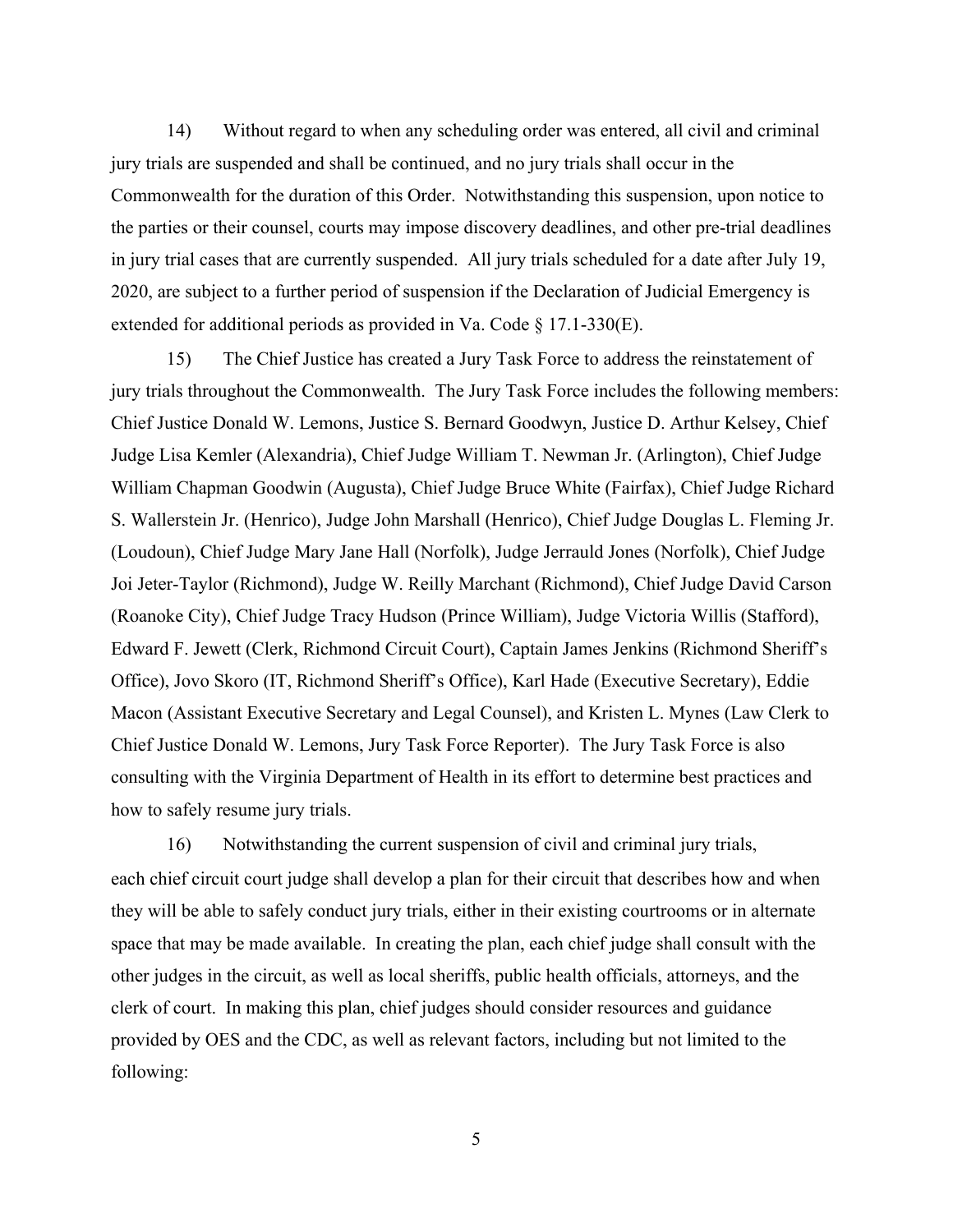14) Without regard to when any scheduling order was entered, all civil and criminal jury trials are suspended and shall be continued, and no jury trials shall occur in the Commonwealth for the duration of this Order. Notwithstanding this suspension, upon notice to the parties or their counsel, courts may impose discovery deadlines, and other pre-trial deadlines in jury trial cases that are currently suspended. All jury trials scheduled for a date after July 19, 2020, are subject to a further period of suspension if the Declaration of Judicial Emergency is extended for additional periods as provided in Va. Code § 17.1-330(E).

15) The Chief Justice has created a Jury Task Force to address the reinstatement of jury trials throughout the Commonwealth. The Jury Task Force includes the following members: Chief Justice Donald W. Lemons, Justice S. Bernard Goodwyn, Justice D. Arthur Kelsey, Chief Judge Lisa Kemler (Alexandria), Chief Judge William T. Newman Jr. (Arlington), Chief Judge William Chapman Goodwin (Augusta), Chief Judge Bruce White (Fairfax), Chief Judge Richard S. Wallerstein Jr. (Henrico), Judge John Marshall (Henrico), Chief Judge Douglas L. Fleming Jr. (Loudoun), Chief Judge Mary Jane Hall (Norfolk), Judge Jerrauld Jones (Norfolk), Chief Judge Joi Jeter-Taylor (Richmond), Judge W. Reilly Marchant (Richmond), Chief Judge David Carson (Roanoke City), Chief Judge Tracy Hudson (Prince William), Judge Victoria Willis (Stafford), Edward F. Jewett (Clerk, Richmond Circuit Court), Captain James Jenkins (Richmond Sheriff's Office), Jovo Skoro (IT, Richmond Sheriff's Office), Karl Hade (Executive Secretary), Eddie Macon (Assistant Executive Secretary and Legal Counsel), and Kristen L. Mynes (Law Clerk to Chief Justice Donald W. Lemons, Jury Task Force Reporter). The Jury Task Force is also consulting with the Virginia Department of Health in its effort to determine best practices and how to safely resume jury trials.

16) Notwithstanding the current suspension of civil and criminal jury trials, each chief circuit court judge shall develop a plan for their circuit that describes how and when they will be able to safely conduct jury trials, either in their existing courtrooms or in alternate space that may be made available. In creating the plan, each chief judge shall consult with the other judges in the circuit, as well as local sheriffs, public health officials, attorneys, and the clerk of court. In making this plan, chief judges should consider resources and guidance provided by OES and the CDC, as well as relevant factors, including but not limited to the following: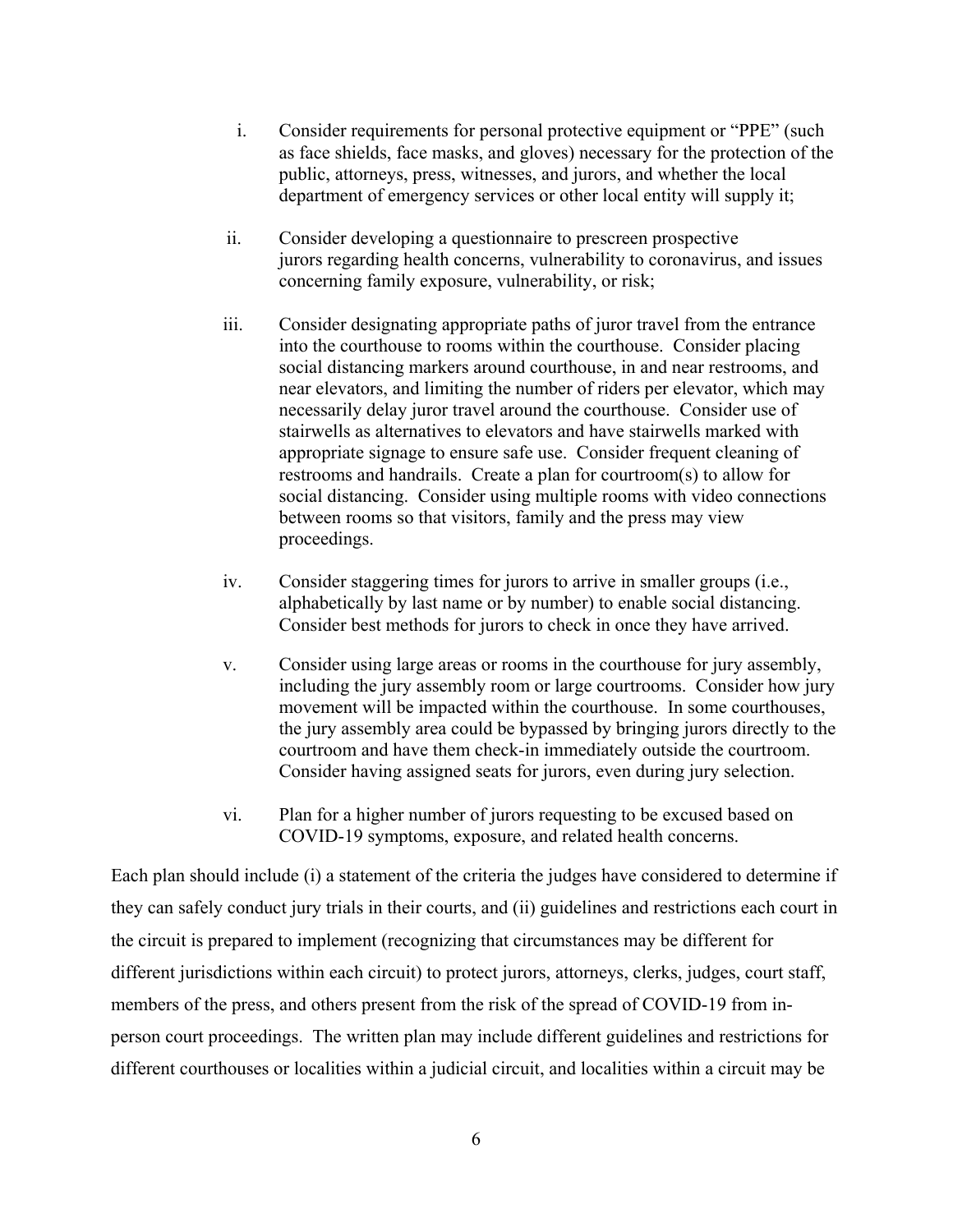i. Consider requirements for personal protective equipment or "PPE" (such as face shields, face masks, and gloves) necessary for the protection of the public, attorneys, press, witnesses, and jurors, and whether the local department of emergency services or other local entity will supply it;

ii. Consider developing a questionnaire to prescreen prospective jurors regarding health concerns, vulnerability to coronavirus, and issues concerning family exposure, vulnerability, or risk;

iii. Consider designating appropriate paths of juror travel from the entrance into the courthouse to rooms within the courthouse. Consider placing social distancing markers around courthouse, in and near restrooms, and near elevators, and limiting the number of riders per elevator, which may necessarily delay juror travel around the courthouse. Consider use of stairwells as alternatives to elevators and have stairwells marked with appropriate signage to ensure safe use. Consider frequent cleaning of restrooms and handrails. Create a plan for courtroom(s) to allow for social distancing. Consider using multiple rooms with video connections between rooms so that visitors, family and the press may view proceedings.

iv. Consider staggering times for jurors to arrive in smaller groups (i.e., alphabetically by last name or by number) to enable social distancing. Consider best methods for jurors to check in once they have arrived.

v. Consider using large areas or rooms in the courthouse for jury assembly, including the jury assembly room or large courtrooms. Consider how jury movement will be impacted within the courthouse. In some courthouses, the jury assembly area could be bypassed by bringing jurors directly to the courtroom and have them check-in immediately outside the courtroom. Consider having assigned seats for jurors, even during jury selection.

vi. Plan for a higher number of jurors requesting to be excused based on COVID-19 symptoms, exposure, and related health concerns.

Each plan should include (i) a statement of the criteria the judges have considered to determine if they can safely conduct jury trials in their courts, and (ii) guidelines and restrictions each court in the circuit is prepared to implement (recognizing that circumstances may be different for different jurisdictions within each circuit) to protect jurors, attorneys, clerks, judges, court staff, members of the press, and others present from the risk of the spread of COVID-19 from in-person court proceedings. The written plan may include different guidelines and restrictions for different courthouses or localities within a judicial circuit, and localities within a circuit may be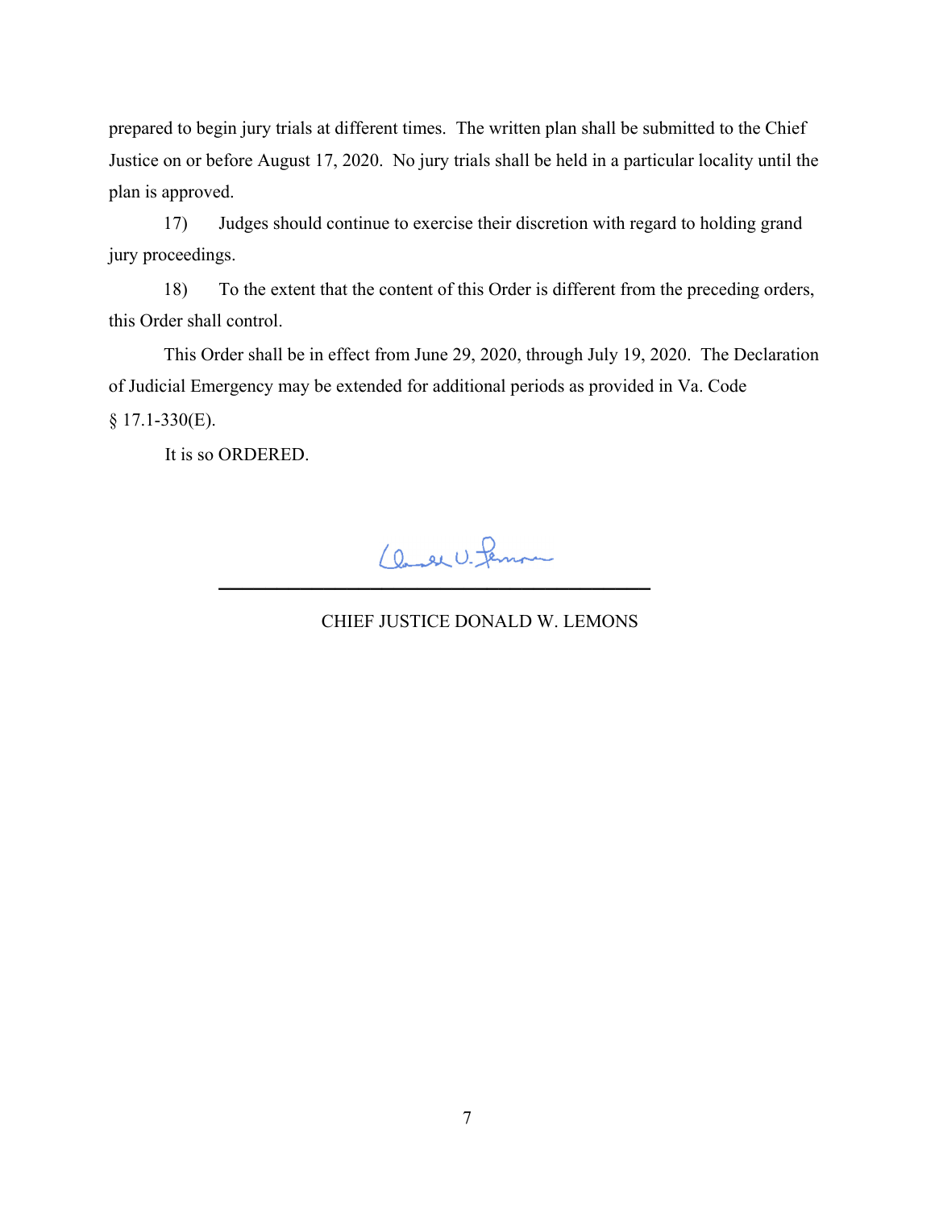prepared to begin jury trials at different times. The written plan shall be submitted to the Chief Justice on or before August 17, 2020. No jury trials shall be held in a particular locality until the plan is approved.

17) Judges should continue to exercise their discretion with regard to holding grand jury proceedings.

18) To the extent that the content of this Order is different from the preceding orders, this Order shall control.

This Order shall be in effect from June 29, 2020, through July 19, 2020. The Declaration of Judicial Emergency may be extended for additional periods as provided in Va. Code § 17.1-330(E).

It is so ORDERED.

\_\_\_\_\_\_\_\_\_\_\_\_\_\_\_\_\_\_\_\_\_\_\_\_\_\_\_\_\_\_\_\_\_\_\_\_

CHIEF JUSTICE DONALD W. LEMONS